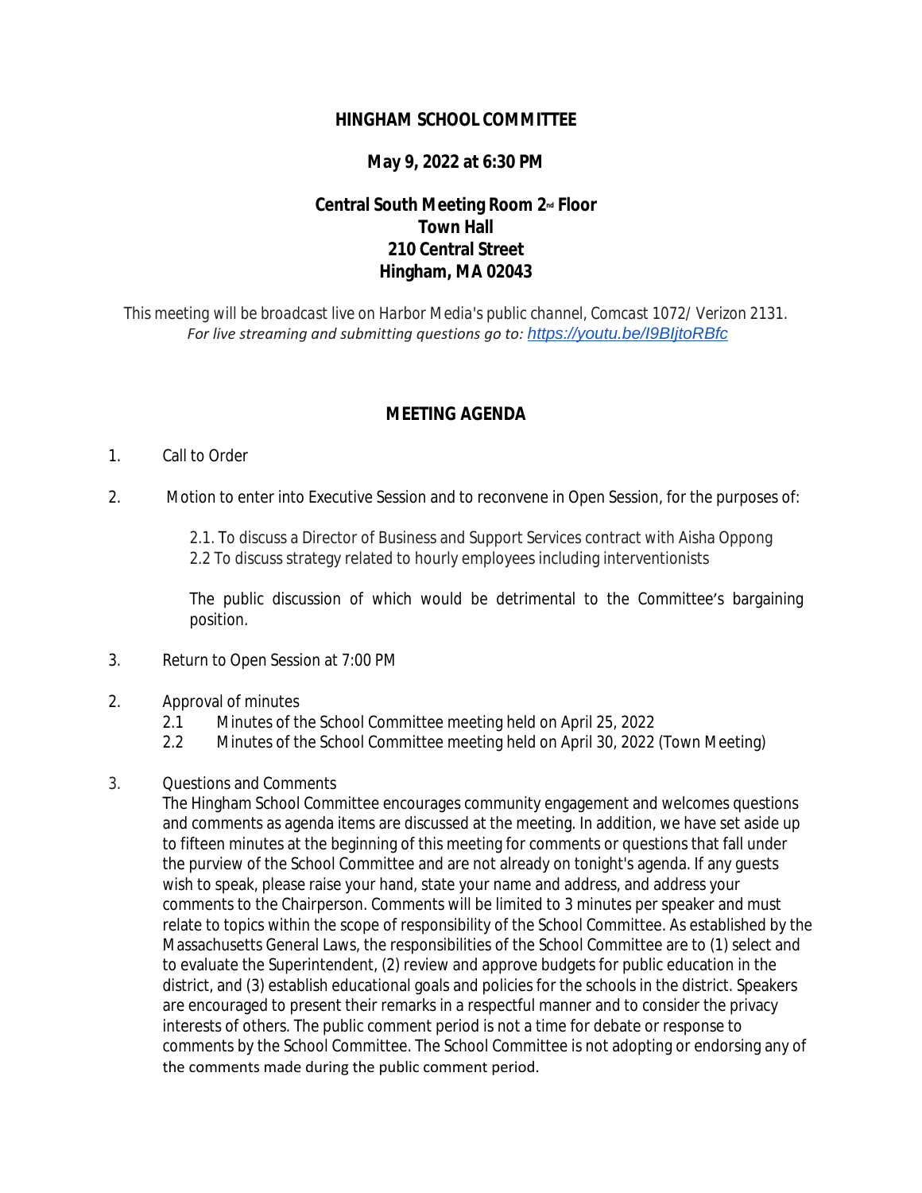# HINGHAM SCHOOL COMMITTEE

**May 9, 2022 at 6:30 PM**

**Central South Meeting Room 2nd Floor**
**Town Hall**
**210 Central Street**
**Hingham, MA 02043**

This meeting will be broadcast live on Harbor Media's public channel, Comcast 1072/ Verizon 2131.
*For live streaming and submitting questions go to: https://youtu.be/I9BIjtoRBfc*

## MEETING AGENDA

1. Call to Order

2. Motion to enter into Executive Session and to reconvene in Open Session, for the purposes of:

   2.1. To discuss a Director of Business and Support Services contract with Aisha Oppong
   2.2 To discuss strategy related to hourly employees including interventionists

   The public discussion of which would be detrimental to the Committee's bargaining position.

3. Return to Open Session at 7:00 PM

2. Approval of minutes
   2.1 Minutes of the School Committee meeting held on April 25, 2022
   2.2 Minutes of the School Committee meeting held on April 30, 2022 (Town Meeting)

3. Questions and Comments
   The Hingham School Committee encourages community engagement and welcomes questions and comments as agenda items are discussed at the meeting. In addition, we have set aside up to fifteen minutes at the beginning of this meeting for comments or questions that fall under the purview of the School Committee and are not already on tonight's agenda. If any guests wish to speak, please raise your hand, state your name and address, and address your comments to the Chairperson. Comments will be limited to 3 minutes per speaker and must relate to topics within the scope of responsibility of the School Committee. As established by the Massachusetts General Laws, the responsibilities of the School Committee are to (1) select and to evaluate the Superintendent, (2) review and approve budgets for public education in the district, and (3) establish educational goals and policies for the schools in the district. Speakers are encouraged to present their remarks in a respectful manner and to consider the privacy interests of others. The public comment period is not a time for debate or response to comments by the School Committee. The School Committee is not adopting or endorsing any of the comments made during the public comment period.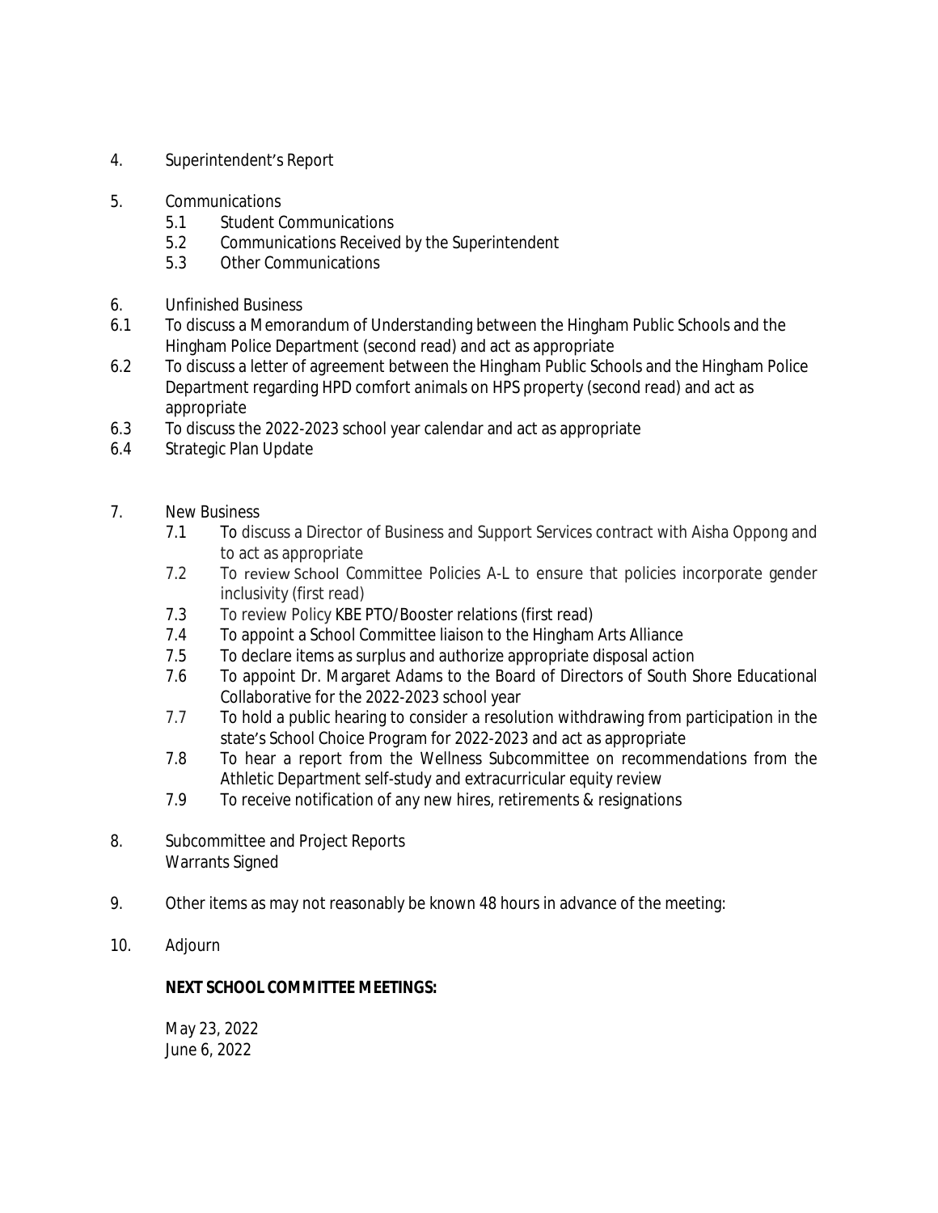4. Superintendent's Report

5. Communications
   - 5.1 Student Communications
   - 5.2 Communications Received by the Superintendent
   - 5.3 Other Communications

6. Unfinished Business

6.1 To discuss a Memorandum of Understanding between the Hingham Public Schools and the Hingham Police Department (second read) and act as appropriate

6.2 To discuss a letter of agreement between the Hingham Public Schools and the Hingham Police Department regarding HPD comfort animals on HPS property (second read) and act as appropriate

6.3 To discuss the 2022-2023 school year calendar and act as appropriate

6.4 Strategic Plan Update

7. New Business
   - 7.1 To discuss a Director of Business and Support Services contract with Aisha Oppong and to act as appropriate
   - 7.2 To review School Committee Policies A-L to ensure that policies incorporate gender inclusivity (first read)
   - 7.3 To review Policy KBE PTO/Booster relations (first read)
   - 7.4 To appoint a School Committee liaison to the Hingham Arts Alliance
   - 7.5 To declare items as surplus and authorize appropriate disposal action
   - 7.6 To appoint Dr. Margaret Adams to the Board of Directors of South Shore Educational Collaborative for the 2022-2023 school year
   - 7.7 To hold a public hearing to consider a resolution withdrawing from participation in the state's School Choice Program for 2022-2023 and act as appropriate
   - 7.8 To hear a report from the Wellness Subcommittee on recommendations from the Athletic Department self-study and extracurricular equity review
   - 7.9 To receive notification of any new hires, retirements & resignations

8. Subcommittee and Project Reports
   Warrants Signed

9. Other items as may not reasonably be known 48 hours in advance of the meeting:

10. Adjourn

**NEXT SCHOOL COMMITTEE MEETINGS:**

May 23, 2022
June 6, 2022